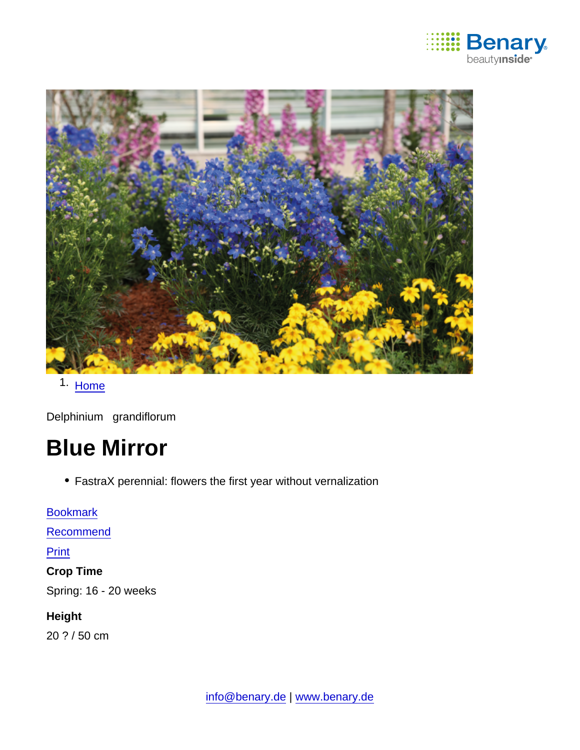1. Home

Delphinium grandiflorum

# Blue Mirror

- FastraX perennial: flowers the first year without vernalization

Bookmark

Recommend

Print

**Crop Time**

Spring: 16 - 20 weeks

**Height**

20 ? / 50 cm

info@benary.de | www.benary.de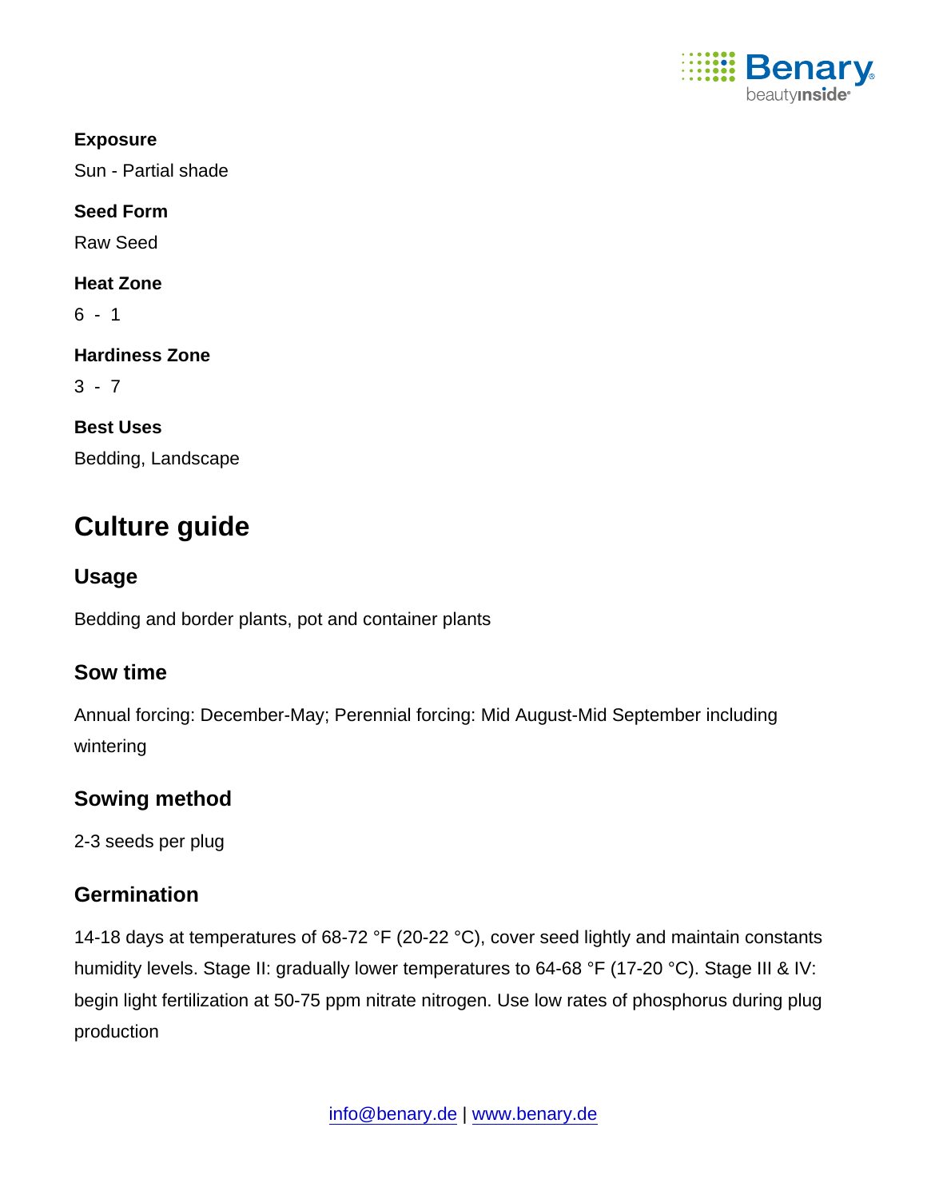**Exposure**

Sun - Partial shade

**Seed Form**

Raw Seed

**Heat Zone**

6 - 1

**Hardiness Zone**

3 - 7

**Best Uses**

Bedding, Landscape

# Culture guide

## Usage

Bedding and border plants, pot and container plants

## Sow time

Annual forcing: December-May; Perennial forcing: Mid August-Mid September including wintering

## Sowing method

2-3 seeds per plug

## Germination

14-18 days at temperatures of 68-72 °F (20-22 °C), cover seed lightly and maintain constants humidity levels. Stage II: gradually lower temperatures to 64-68 °F (17-20 °C). Stage III & IV: begin light fertilization at 50-75 ppm nitrate nitrogen. Use low rates of phosphorus during plug production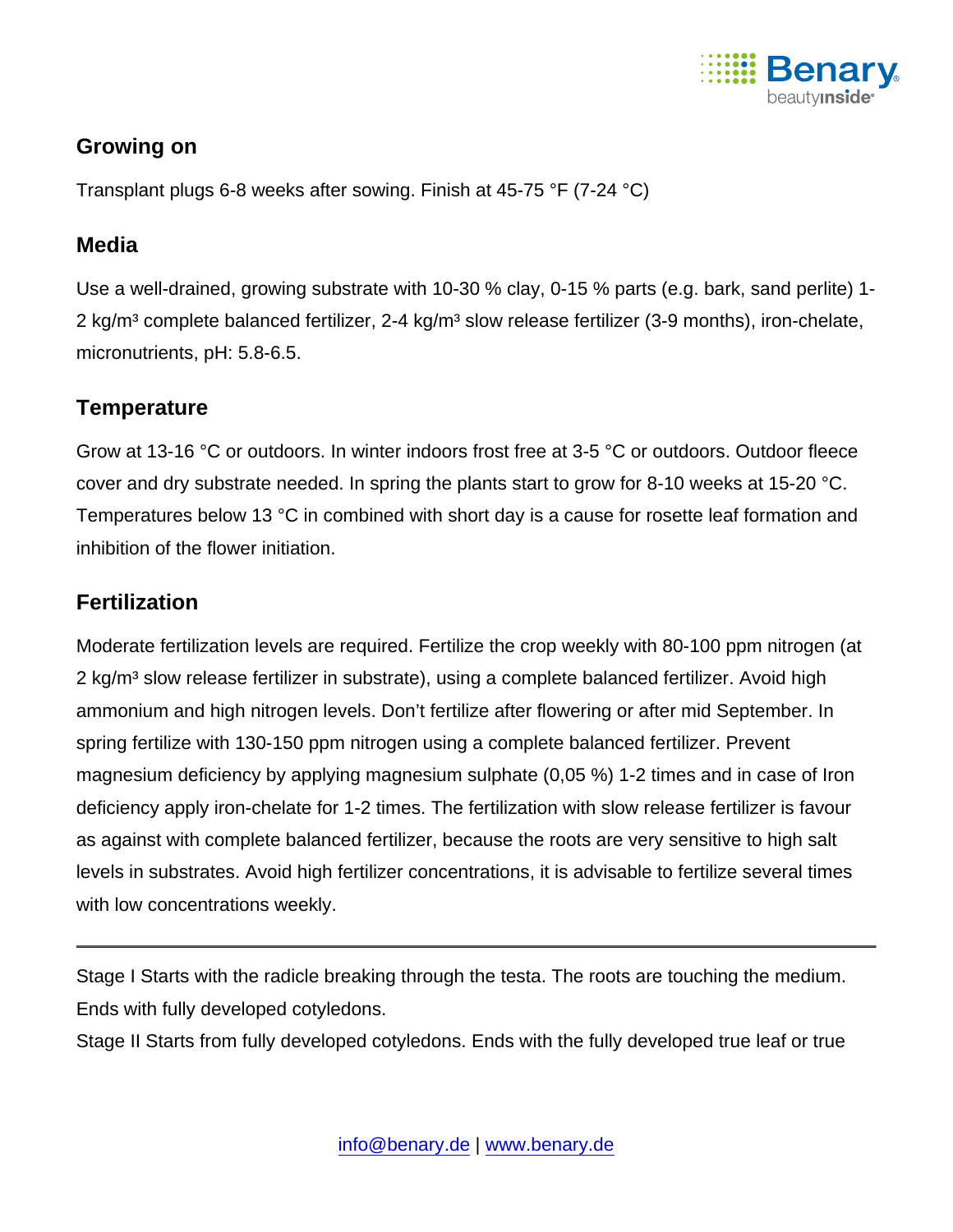## Growing on

Transplant plugs 6-8 weeks after sowing. Finish at 45-75 °F (7-24 °C)

## Media

Use a well-drained, growing substrate with 10-30 % clay, 0-15 % parts (e.g. bark, sand perlite) 1-2 kg/m³ complete balanced fertilizer, 2-4 kg/m³ slow release fertilizer (3-9 months), iron-chelate, micronutrients, pH: 5.8-6.5.

## Temperature

Grow at 13-16 °C or outdoors. In winter indoors frost free at 3-5 °C or outdoors. Outdoor fleece cover and dry substrate needed. In spring the plants start to grow for 8-10 weeks at 15-20 °C. Temperatures below 13 °C in combined with short day is a cause for rosette leaf formation and inhibition of the flower initiation.

## Fertilization

Moderate fertilization levels are required. Fertilize the crop weekly with 80-100 ppm nitrogen (at 2 kg/m³ slow release fertilizer in substrate), using a complete balanced fertilizer. Avoid high ammonium and high nitrogen levels. Don't fertilize after flowering or after mid September. In spring fertilize with 130-150 ppm nitrogen using a complete balanced fertilizer. Prevent magnesium deficiency by applying magnesium sulphate (0,05 %) 1-2 times and in case of Iron deficiency apply iron-chelate for 1-2 times. The fertilization with slow release fertilizer is favour as against with complete balanced fertilizer, because the roots are very sensitive to high salt levels in substrates. Avoid high fertilizer concentrations, it is advisable to fertilize several times with low concentrations weekly.

---

Stage I Starts with the radicle breaking through the testa. The roots are touching the medium. Ends with fully developed cotyledons.

Stage II Starts from fully developed cotyledons. Ends with the fully developed true leaf or true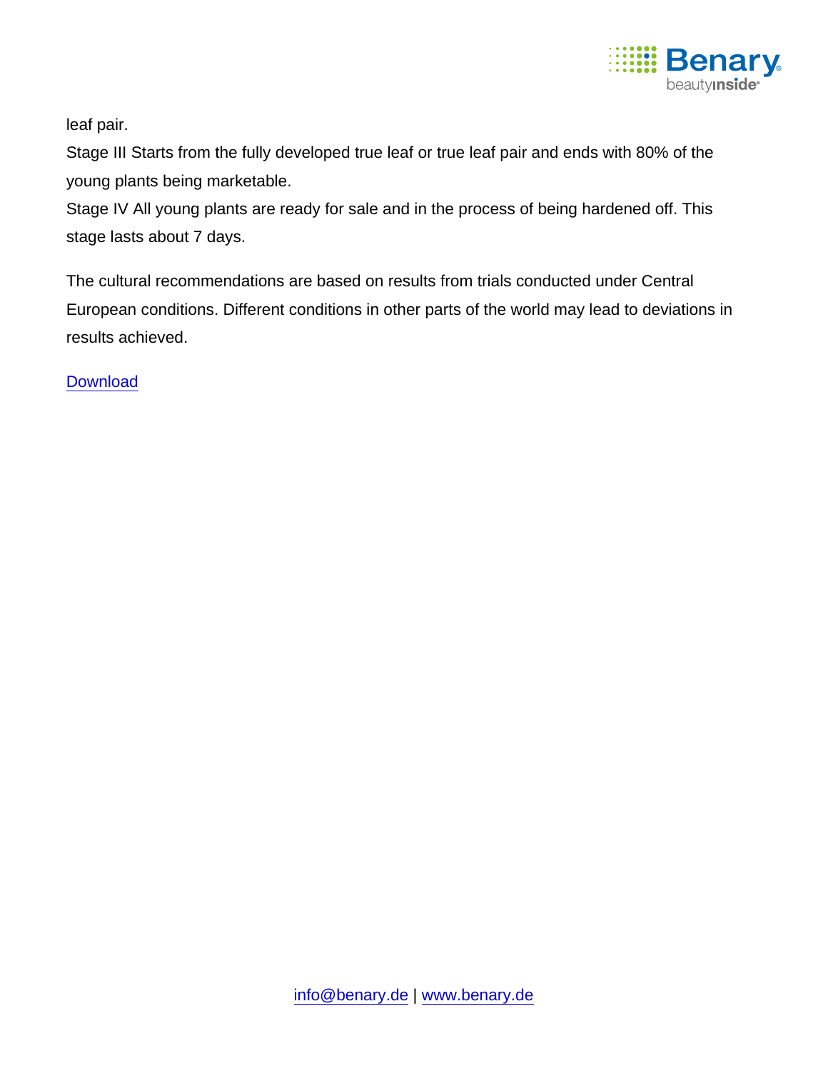leaf pair.

Stage III Starts from the fully developed true leaf or true leaf pair and ends with 80% of the young plants being marketable.

Stage IV All young plants are ready for sale and in the process of being hardened off. This stage lasts about 7 days.

The cultural recommendations are based on results from trials conducted under Central European conditions. Different conditions in other parts of the world may lead to deviations in results achieved.

Download

info@benary.de | www.benary.de